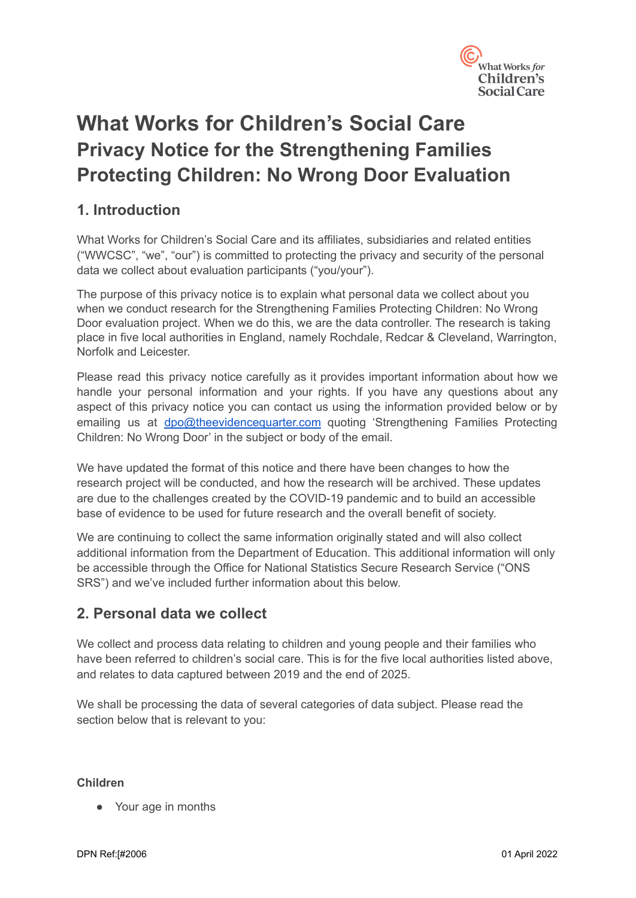# What Works for Children's Social Care

## Privacy Notice for the Strengthening Families Protecting Children: No Wrong Door Evaluation

## 1. Introduction

What Works for Children's Social Care and its affiliates, subsidiaries and related entities ("WWCSC", "we", "our") is committed to protecting the privacy and security of the personal data we collect about evaluation participants ("you/your").

The purpose of this privacy notice is to explain what personal data we collect about you when we conduct research for the Strengthening Families Protecting Children: No Wrong Door evaluation project. When we do this, we are the data controller. The research is taking place in five local authorities in England, namely Rochdale, Redcar & Cleveland, Warrington, Norfolk and Leicester.

Please read this privacy notice carefully as it provides important information about how we handle your personal information and your rights. If you have any questions about any aspect of this privacy notice you can contact us using the information provided below or by emailing us at [dpo@theevidencequarter.com](mailto:dpo@theevidencequarter.com) quoting 'Strengthening Families Protecting Children: No Wrong Door' in the subject or body of the email.

We have updated the format of this notice and there have been changes to how the research project will be conducted, and how the research will be archived. These updates are due to the challenges created by the COVID-19 pandemic and to build an accessible base of evidence to be used for future research and the overall benefit of society.

We are continuing to collect the same information originally stated and will also collect additional information from the Department of Education. This additional information will only be accessible through the Office for National Statistics Secure Research Service ("ONS SRS") and we've included further information about this below.

## 2. Personal data we collect

We collect and process data relating to children and young people and their families who have been referred to children's social care. This is for the five local authorities listed above, and relates to data captured between 2019 and the end of 2025.

We shall be processing the data of several categories of data subject. Please read the section below that is relevant to you:

**Children**

- Your age in months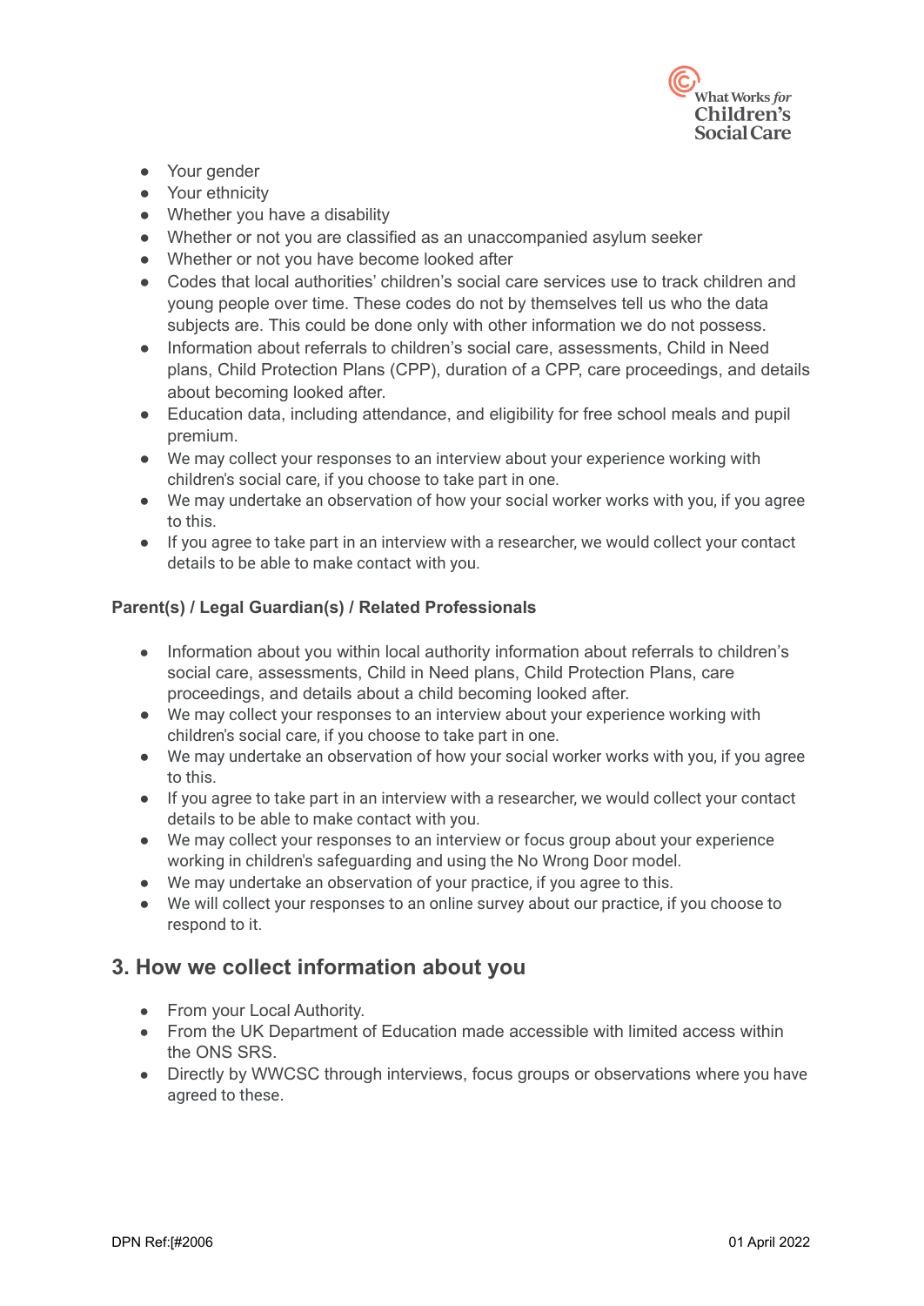- Your gender
- Your ethnicity
- Whether you have a disability
- Whether or not you are classified as an unaccompanied asylum seeker
- Whether or not you have become looked after
- Codes that local authorities' children's social care services use to track children and young people over time. These codes do not by themselves tell us who the data subjects are. This could be done only with other information we do not possess.
- Information about referrals to children's social care, assessments, Child in Need plans, Child Protection Plans (CPP), duration of a CPP, care proceedings, and details about becoming looked after.
- Education data, including attendance, and eligibility for free school meals and pupil premium.
- We may collect your responses to an interview about your experience working with children's social care, if you choose to take part in one.
- We may undertake an observation of how your social worker works with you, if you agree to this.
- If you agree to take part in an interview with a researcher, we would collect your contact details to be able to make contact with you.

**Parent(s) / Legal Guardian(s) / Related Professionals**

- Information about you within local authority information about referrals to children's social care, assessments, Child in Need plans, Child Protection Plans, care proceedings, and details about a child becoming looked after.
- We may collect your responses to an interview about your experience working with children's social care, if you choose to take part in one.
- We may undertake an observation of how your social worker works with you, if you agree to this.
- If you agree to take part in an interview with a researcher, we would collect your contact details to be able to make contact with you.
- We may collect your responses to an interview or focus group about your experience working in children's safeguarding and using the No Wrong Door model.
- We may undertake an observation of your practice, if you agree to this.
- We will collect your responses to an online survey about our practice, if you choose to respond to it.

## 3. How we collect information about you

- From your Local Authority.
- From the UK Department of Education made accessible with limited access within the ONS SRS.
- Directly by WWCSC through interviews, focus groups or observations where you have agreed to these.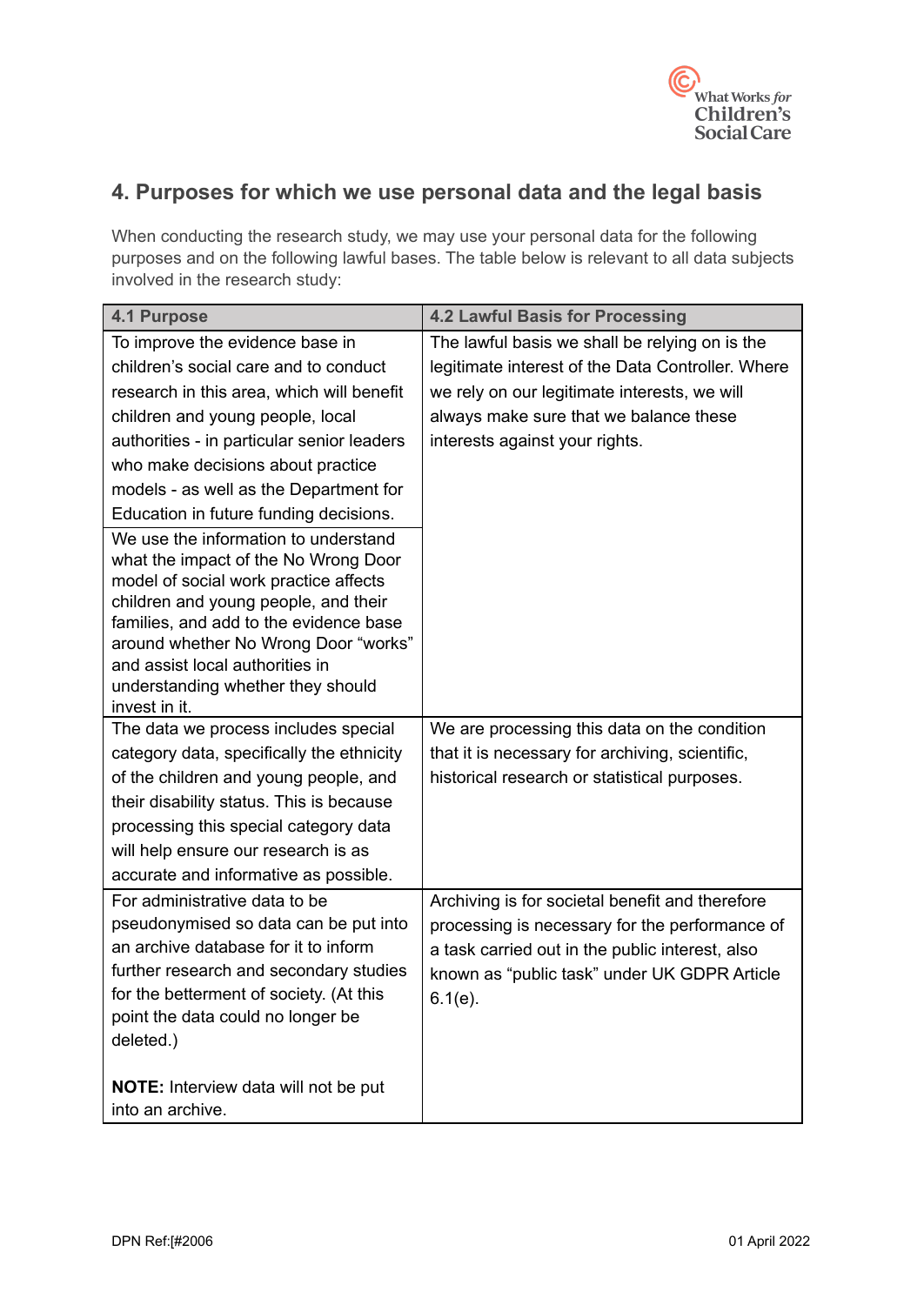## 4. Purposes for which we use personal data and the legal basis

When conducting the research study, we may use your personal data for the following purposes and on the following lawful bases. The table below is relevant to all data subjects involved in the research study:

| 4.1 Purpose | 4.2 Lawful Basis for Processing |
|---|---|
| To improve the evidence base in children's social care and to conduct research in this area, which will benefit children and young people, local authorities - in particular senior leaders who make decisions about practice models - as well as the Department for Education in future funding decisions. | The lawful basis we shall be relying on is the legitimate interest of the Data Controller. Where we rely on our legitimate interests, we will always make sure that we balance these interests against your rights. |
| We use the information to understand what the impact of the No Wrong Door model of social work practice affects children and young people, and their families, and add to the evidence base around whether No Wrong Door "works" and assist local authorities in understanding whether they should invest in it. | |
| The data we process includes special category data, specifically the ethnicity of the children and young people, and their disability status. This is because processing this special category data will help ensure our research is as accurate and informative as possible. | We are processing this data on the condition that it is necessary for archiving, scientific, historical research or statistical purposes. |
| For administrative data to be pseudonymised so data can be put into an archive database for it to inform further research and secondary studies for the betterment of society. (At this point the data could no longer be deleted.)<br><br>**NOTE:** Interview data will not be put into an archive. | Archiving is for societal benefit and therefore processing is necessary for the performance of a task carried out in the public interest, also known as "public task" under UK GDPR Article 6.1(e). |

DPN Ref:[#2006 01 April 2022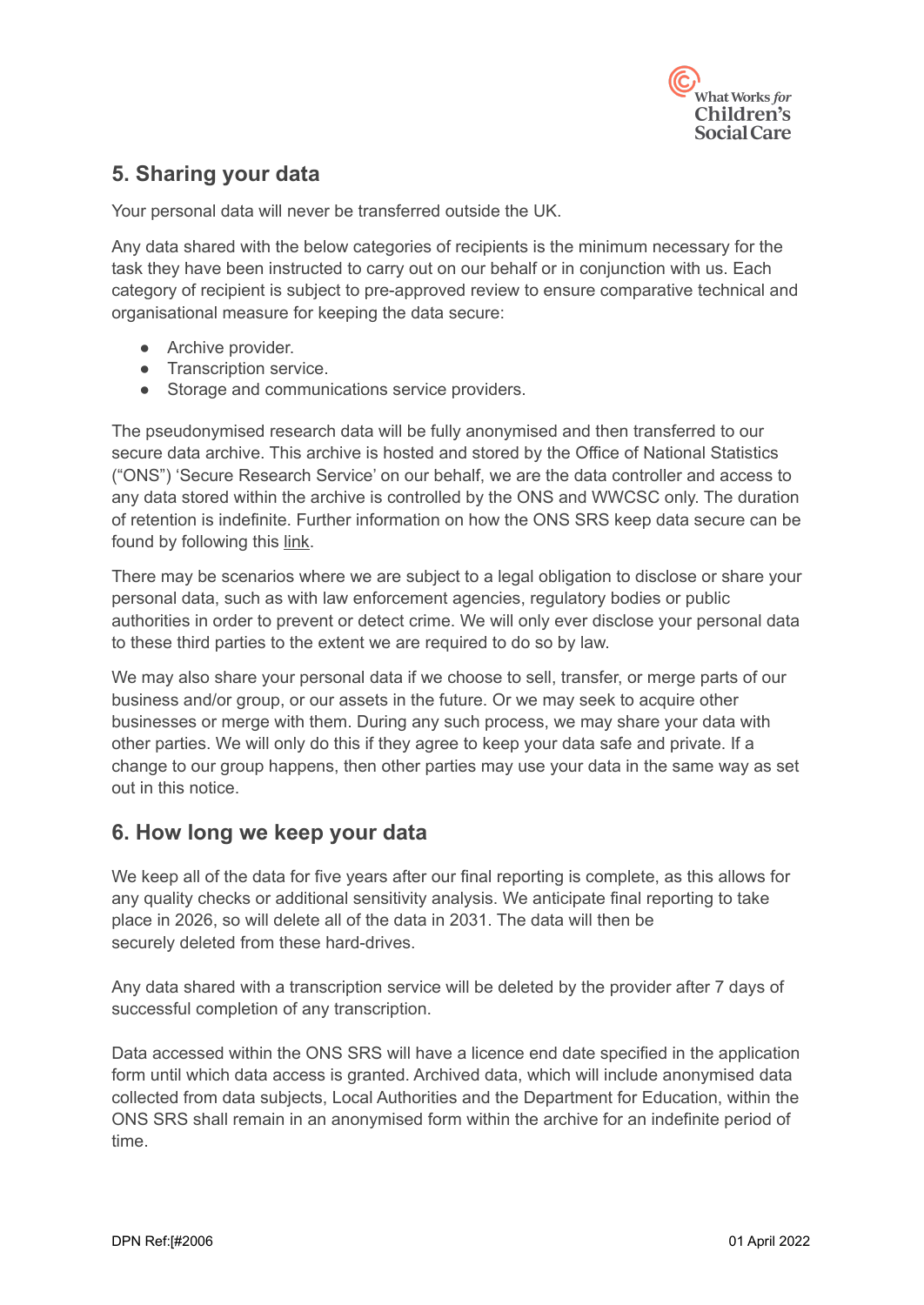## 5. Sharing your data

Your personal data will never be transferred outside the UK.

Any data shared with the below categories of recipients is the minimum necessary for the task they have been instructed to carry out on our behalf or in conjunction with us. Each category of recipient is subject to pre-approved review to ensure comparative technical and organisational measure for keeping the data secure:

- Archive provider.
- Transcription service.
- Storage and communications service providers.

The pseudonymised research data will be fully anonymised and then transferred to our secure data archive. This archive is hosted and stored by the Office of National Statistics ("ONS") 'Secure Research Service' on our behalf, we are the data controller and access to any data stored within the archive is controlled by the ONS and WWCSC only. The duration of retention is indefinite. Further information on how the ONS SRS keep data secure can be found by following this link.

There may be scenarios where we are subject to a legal obligation to disclose or share your personal data, such as with law enforcement agencies, regulatory bodies or public authorities in order to prevent or detect crime. We will only ever disclose your personal data to these third parties to the extent we are required to do so by law.

We may also share your personal data if we choose to sell, transfer, or merge parts of our business and/or group, or our assets in the future. Or we may seek to acquire other businesses or merge with them. During any such process, we may share your data with other parties. We will only do this if they agree to keep your data safe and private. If a change to our group happens, then other parties may use your data in the same way as set out in this notice.

## 6. How long we keep your data

We keep all of the data for five years after our final reporting is complete, as this allows for any quality checks or additional sensitivity analysis. We anticipate final reporting to take place in 2026, so will delete all of the data in 2031. The data will then be securely deleted from these hard-drives.

Any data shared with a transcription service will be deleted by the provider after 7 days of successful completion of any transcription.

Data accessed within the ONS SRS will have a licence end date specified in the application form until which data access is granted. Archived data, which will include anonymised data collected from data subjects, Local Authorities and the Department for Education, within the ONS SRS shall remain in an anonymised form within the archive for an indefinite period of time.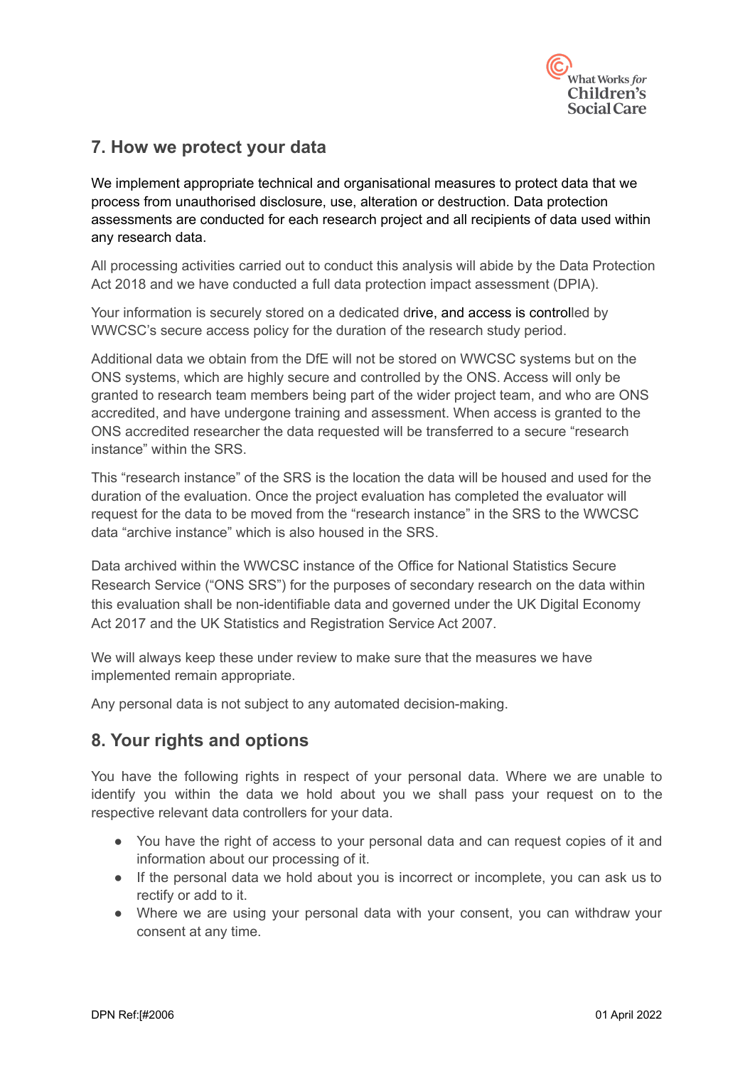## 7. How we protect your data

We implement appropriate technical and organisational measures to protect data that we process from unauthorised disclosure, use, alteration or destruction. Data protection assessments are conducted for each research project and all recipients of data used within any research data.

All processing activities carried out to conduct this analysis will abide by the Data Protection Act 2018 and we have conducted a full data protection impact assessment (DPIA).

Your information is securely stored on a dedicated drive, and access is controlled by WWCSC's secure access policy for the duration of the research study period.

Additional data we obtain from the DfE will not be stored on WWCSC systems but on the ONS systems, which are highly secure and controlled by the ONS. Access will only be granted to research team members being part of the wider project team, and who are ONS accredited, and have undergone training and assessment. When access is granted to the ONS accredited researcher the data requested will be transferred to a secure "research instance" within the SRS.

This "research instance" of the SRS is the location the data will be housed and used for the duration of the evaluation. Once the project evaluation has completed the evaluator will request for the data to be moved from the "research instance" in the SRS to the WWCSC data "archive instance" which is also housed in the SRS.

Data archived within the WWCSC instance of the Office for National Statistics Secure Research Service ("ONS SRS") for the purposes of secondary research on the data within this evaluation shall be non-identifiable data and governed under the UK Digital Economy Act 2017 and the UK Statistics and Registration Service Act 2007.

We will always keep these under review to make sure that the measures we have implemented remain appropriate.

Any personal data is not subject to any automated decision-making.

## 8. Your rights and options

You have the following rights in respect of your personal data. Where we are unable to identify you within the data we hold about you we shall pass your request on to the respective relevant data controllers for your data.

- You have the right of access to your personal data and can request copies of it and information about our processing of it.
- If the personal data we hold about you is incorrect or incomplete, you can ask us to rectify or add to it.
- Where we are using your personal data with your consent, you can withdraw your consent at any time.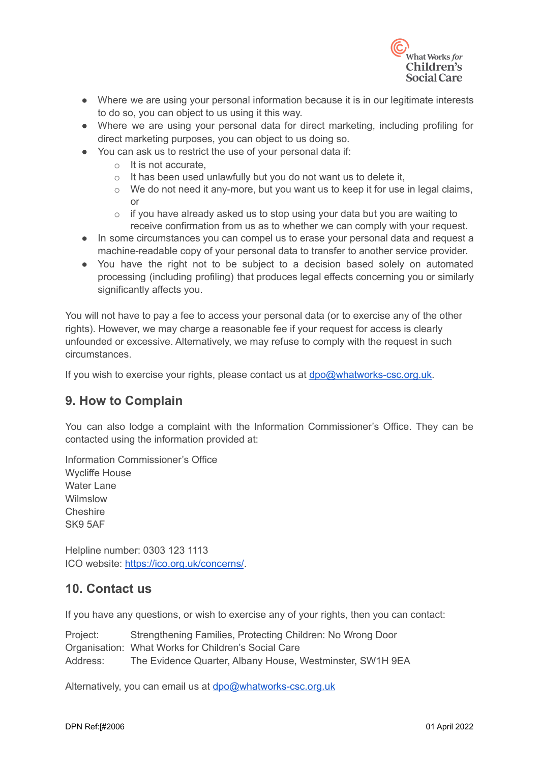- Where we are using your personal information because it is in our legitimate interests to do so, you can object to us using it this way.
- Where we are using your personal data for direct marketing, including profiling for direct marketing purposes, you can object to us doing so.
- You can ask us to restrict the use of your personal data if:
  - It is not accurate,
  - It has been used unlawfully but you do not want us to delete it,
  - We do not need it any-more, but you want us to keep it for use in legal claims, or
  - if you have already asked us to stop using your data but you are waiting to receive confirmation from us as to whether we can comply with your request.
- In some circumstances you can compel us to erase your personal data and request a machine-readable copy of your personal data to transfer to another service provider.
- You have the right not to be subject to a decision based solely on automated processing (including profiling) that produces legal effects concerning you or similarly significantly affects you.

You will not have to pay a fee to access your personal data (or to exercise any of the other rights). However, we may charge a reasonable fee if your request for access is clearly unfounded or excessive. Alternatively, we may refuse to comply with the request in such circumstances.

If you wish to exercise your rights, please contact us at dpo@whatworks-csc.org.uk.

## 9. How to Complain

You can also lodge a complaint with the Information Commissioner's Office. They can be contacted using the information provided at:

Information Commissioner's Office
Wycliffe House
Water Lane
Wilmslow
Cheshire
SK9 5AF

Helpline number: 0303 123 1113
ICO website: https://ico.org.uk/concerns/.

## 10. Contact us

If you have any questions, or wish to exercise any of your rights, then you can contact:

Project: Strengthening Families, Protecting Children: No Wrong Door
Organisation: What Works for Children's Social Care
Address: The Evidence Quarter, Albany House, Westminster, SW1H 9EA

Alternatively, you can email us at dpo@whatworks-csc.org.uk

DPN Ref:[#2006 01 April 2022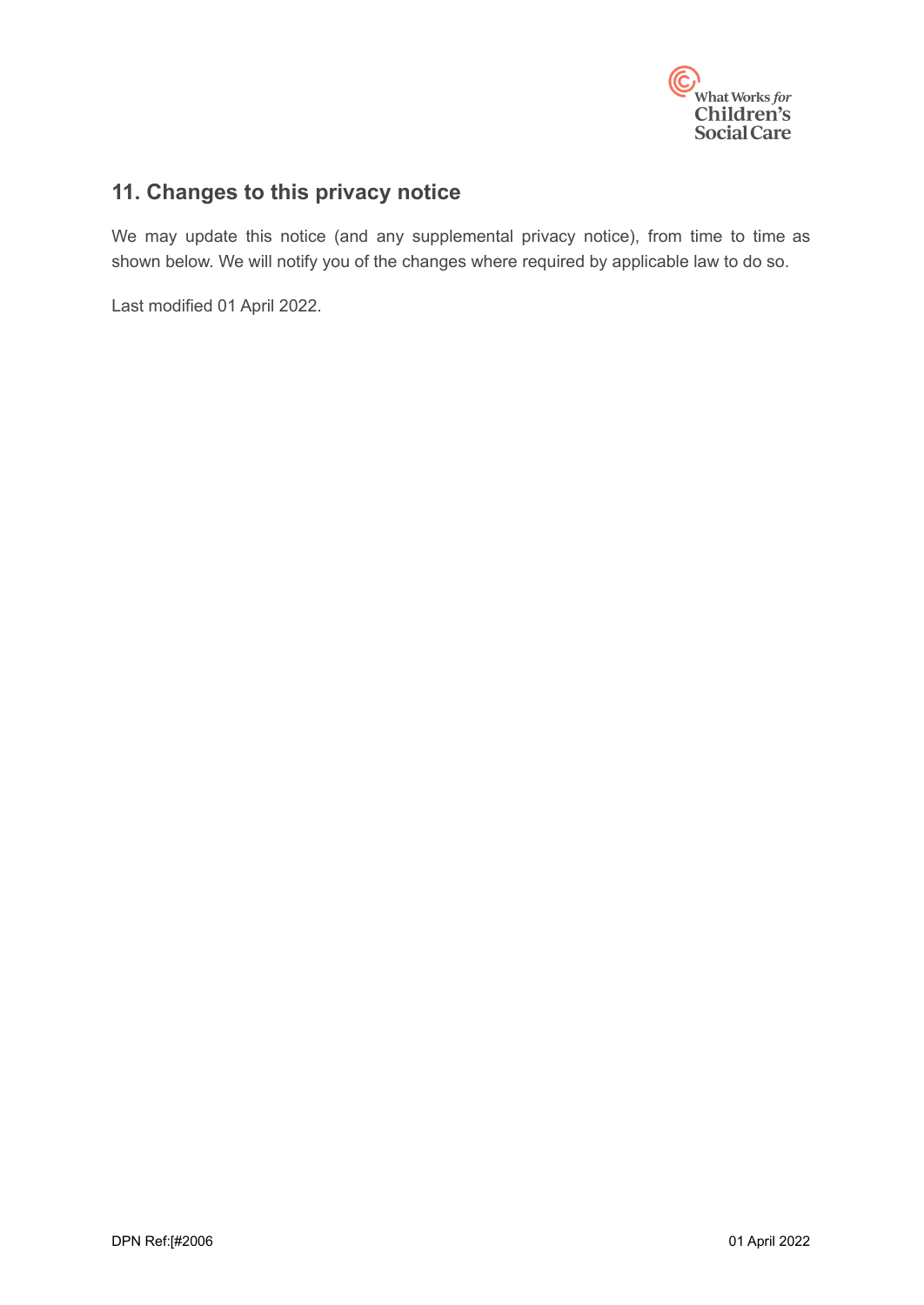## 11. Changes to this privacy notice

We may update this notice (and any supplemental privacy notice), from time to time as shown below. We will notify you of the changes where required by applicable law to do so.

Last modified 01 April 2022.